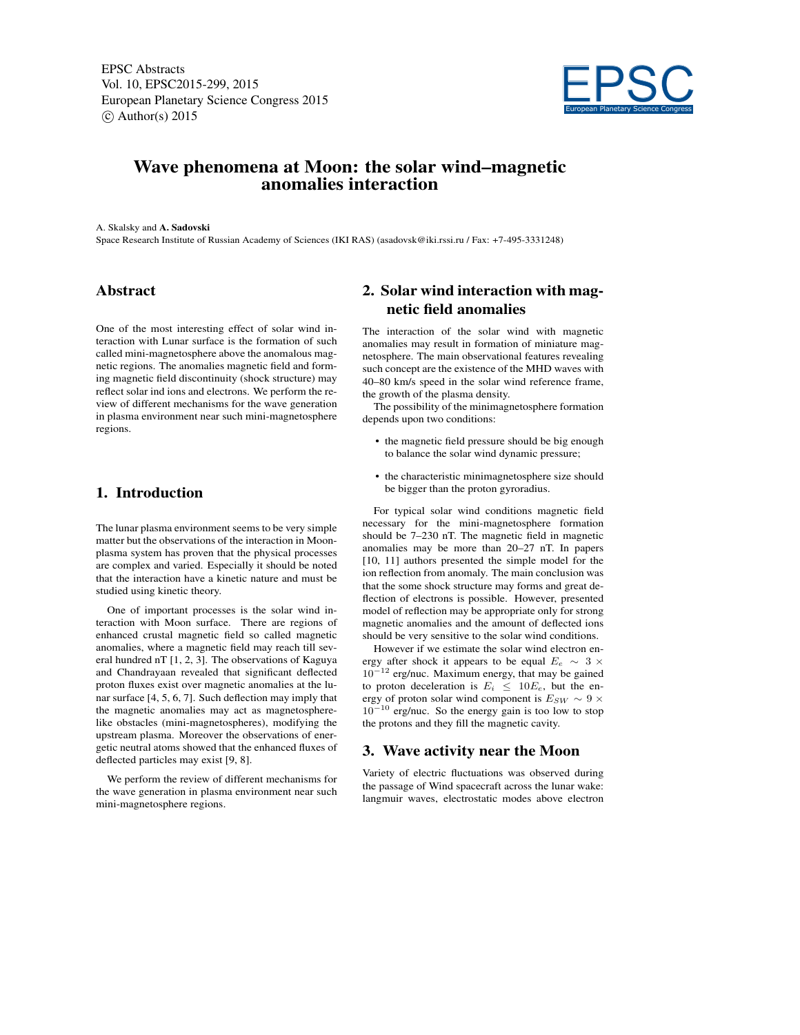# Wave phenomena at Moon: the solar wind–magnetic anomalies interaction

A. Skalsky and **A. Sadovski**

Space Research Institute of Russian Academy of Sciences (IKI RAS) (asadovsk@iki.rssi.ru / Fax: +7-495-3331248)

## Abstract

One of the most interesting effect of solar wind interaction with Lunar surface is the formation of such called mini-magnetosphere above the anomalous magnetic regions. The anomalies magnetic field and forming magnetic field discontinuity (shock structure) may reflect solar ind ions and electrons. We perform the review of different mechanisms for the wave generation in plasma environment near such mini-magnetosphere regions.

## 1. Introduction

The lunar plasma environment seems to be very simple matter but the observations of the interaction in Moon-plasma system has proven that the physical processes are complex and varied. Especially it should be noted that the interaction have a kinetic nature and must be studied using kinetic theory.

One of important processes is the solar wind interaction with Moon surface. There are regions of enhanced crustal magnetic field so called magnetic anomalies, where a magnetic field may reach till several hundred nT [1, 2, 3]. The observations of Kaguya and Chandrayaan revealed that significant deflected proton fluxes exist over magnetic anomalies at the lunar surface [4, 5, 6, 7]. Such deflection may imply that the magnetic anomalies may act as magnetosphere-like obstacles (mini-magnetospheres), modifying the upstream plasma. Moreover the observations of energetic neutral atoms showed that the enhanced fluxes of deflected particles may exist [9, 8].

We perform the review of different mechanisms for the wave generation in plasma environment near such mini-magnetosphere regions.

## 2. Solar wind interaction with magnetic field anomalies

The interaction of the solar wind with magnetic anomalies may result in formation of miniature magnetosphere. The main observational features revealing such concept are the existence of the MHD waves with 40–80 km/s speed in the solar wind reference frame, the growth of the plasma density.

The possibility of the minimagnetosphere formation depends upon two conditions:

- the magnetic field pressure should be big enough to balance the solar wind dynamic pressure;
- the characteristic minimagnetosphere size should be bigger than the proton gyroradius.

For typical solar wind conditions magnetic field necessary for the mini-magnetosphere formation should be 7–230 nT. The magnetic field in magnetic anomalies may be more than 20–27 nT. In papers [10, 11] authors presented the simple model for the ion reflection from anomaly. The main conclusion was that the some shock structure may forms and great deflection of electrons is possible. However, presented model of reflection may be appropriate only for strong magnetic anomalies and the amount of deflected ions should be very sensitive to the solar wind conditions.

However if we estimate the solar wind electron energy after shock it appears to be equal $E_e \sim 3 \times 10^{-12}$ erg/nuc. Maximum energy, that may be gained to proton deceleration is $E_i \leq 10E_e$, but the energy of proton solar wind component is $E_{SW} \sim 9 \times 10^{-10}$ erg/nuc. So the energy gain is too low to stop the protons and they fill the magnetic cavity.

## 3. Wave activity near the Moon

Variety of electric fluctuations was observed during the passage of Wind spacecraft across the lunar wake: langmuir waves, electrostatic modes above electron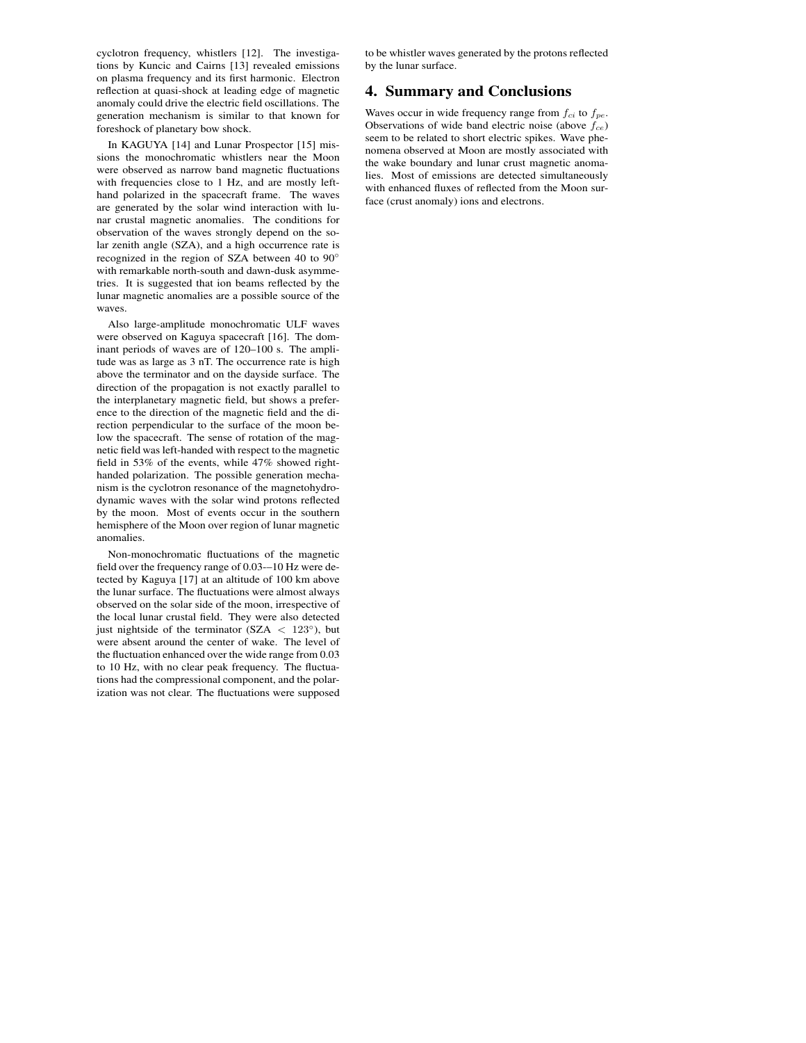cyclotron frequency, whistlers [12]. The investigations by Kuncic and Cairns [13] revealed emissions on plasma frequency and its first harmonic. Electron reflection at quasi-shock at leading edge of magnetic anomaly could drive the electric field oscillations. The generation mechanism is similar to that known for foreshock of planetary bow shock.

In KAGUYA [14] and Lunar Prospector [15] missions the monochromatic whistlers near the Moon were observed as narrow band magnetic fluctuations with frequencies close to 1 Hz, and are mostly left-hand polarized in the spacecraft frame. The waves are generated by the solar wind interaction with lunar crustal magnetic anomalies. The conditions for observation of the waves strongly depend on the solar zenith angle (SZA), and a high occurrence rate is recognized in the region of SZA between 40 to 90° with remarkable north-south and dawn-dusk asymmetries. It is suggested that ion beams reflected by the lunar magnetic anomalies are a possible source of the waves.

Also large-amplitude monochromatic ULF waves were observed on Kaguya spacecraft [16]. The dominant periods of waves are of 120–100 s. The amplitude was as large as 3 nT. The occurrence rate is high above the terminator and on the dayside surface. The direction of the propagation is not exactly parallel to the interplanetary magnetic field, but shows a preference to the direction of the magnetic field and the direction perpendicular to the surface of the moon below the spacecraft. The sense of rotation of the magnetic field was left-handed with respect to the magnetic field in 53% of the events, while 47% showed right-handed polarization. The possible generation mechanism is the cyclotron resonance of the magnetohydrodynamic waves with the solar wind protons reflected by the moon. Most of events occur in the southern hemisphere of the Moon over region of lunar magnetic anomalies.

Non-monochromatic fluctuations of the magnetic field over the frequency range of 0.03-–10 Hz were detected by Kaguya [17] at an altitude of 100 km above the lunar surface. The fluctuations were almost always observed on the solar side of the moon, irrespective of the local lunar crustal field. They were also detected just nightside of the terminator (SZA $<$ 123°), but were absent around the center of wake. The level of the fluctuation enhanced over the wide range from 0.03 to 10 Hz, with no clear peak frequency. The fluctuations had the compressional component, and the polarization was not clear. The fluctuations were supposed to be whistler waves generated by the protons reflected by the lunar surface.

## 4. Summary and Conclusions

Waves occur in wide frequency range from $f_{ci}$ to $f_{pe}$. Observations of wide band electric noise (above $f_{ce}$) seem to be related to short electric spikes. Wave phenomena observed at Moon are mostly associated with the wake boundary and lunar crust magnetic anomalies. Most of emissions are detected simultaneously with enhanced fluxes of reflected from the Moon surface (crust anomaly) ions and electrons.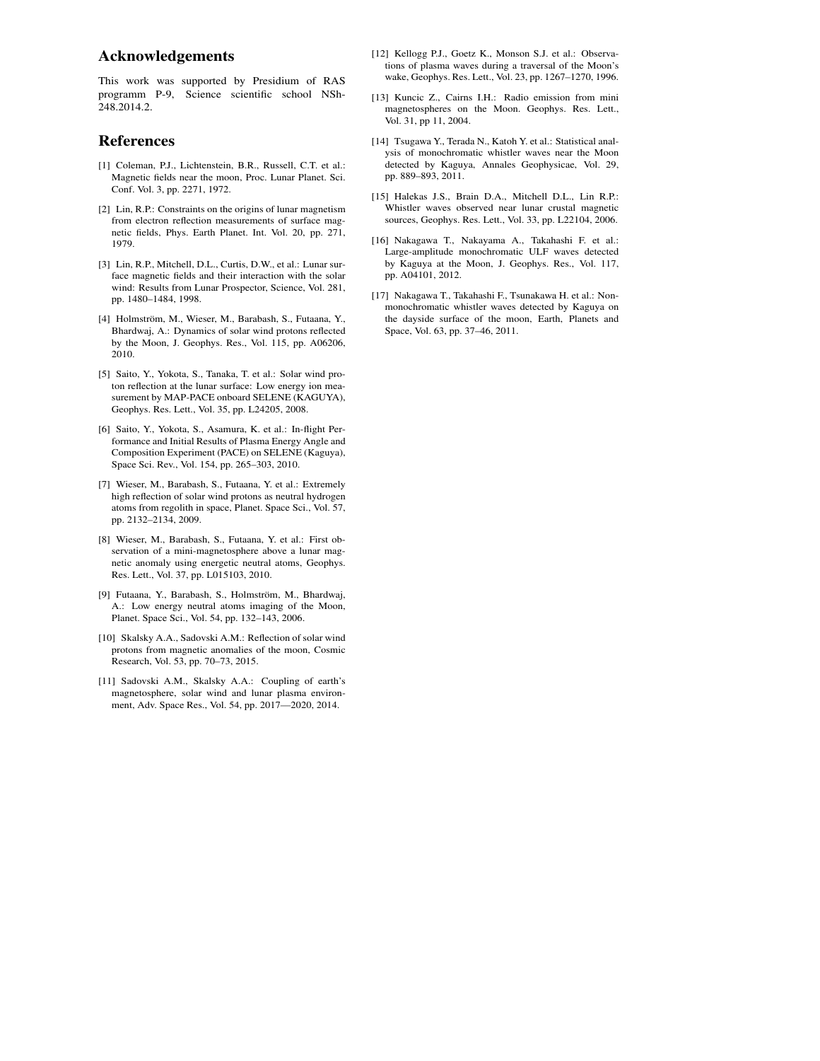## Acknowledgements

This work was supported by Presidium of RAS programm P-9, Science scientific school NSh-248.2014.2.

## References

[1] Coleman, P.J., Lichtenstein, B.R., Russell, C.T. et al.: Magnetic fields near the moon, Proc. Lunar Planet. Sci. Conf. Vol. 3, pp. 2271, 1972.

[2] Lin, R.P.: Constraints on the origins of lunar magnetism from electron reflection measurements of surface magnetic fields, Phys. Earth Planet. Int. Vol. 20, pp. 271, 1979.

[3] Lin, R.P., Mitchell, D.L., Curtis, D.W., et al.: Lunar surface magnetic fields and their interaction with the solar wind: Results from Lunar Prospector, Science, Vol. 281, pp. 1480–1484, 1998.

[4] Holmström, M., Wieser, M., Barabash, S., Futaana, Y., Bhardwaj, A.: Dynamics of solar wind protons reflected by the Moon, J. Geophys. Res., Vol. 115, pp. A06206, 2010.

[5] Saito, Y., Yokota, S., Tanaka, T. et al.: Solar wind proton reflection at the lunar surface: Low energy ion measurement by MAP-PACE onboard SELENE (KAGUYA), Geophys. Res. Lett., Vol. 35, pp. L24205, 2008.

[6] Saito, Y., Yokota, S., Asamura, K. et al.: In-flight Performance and Initial Results of Plasma Energy Angle and Composition Experiment (PACE) on SELENE (Kaguya), Space Sci. Rev., Vol. 154, pp. 265–303, 2010.

[7] Wieser, M., Barabash, S., Futaana, Y. et al.: Extremely high reflection of solar wind protons as neutral hydrogen atoms from regolith in space, Planet. Space Sci., Vol. 57, pp. 2132–2134, 2009.

[8] Wieser, M., Barabash, S., Futaana, Y. et al.: First observation of a mini-magnetosphere above a lunar magnetic anomaly using energetic neutral atoms, Geophys. Res. Lett., Vol. 37, pp. L015103, 2010.

[9] Futaana, Y., Barabash, S., Holmström, M., Bhardwaj, A.: Low energy neutral atoms imaging of the Moon, Planet. Space Sci., Vol. 54, pp. 132–143, 2006.

[10] Skalsky A.A., Sadovski A.M.: Reflection of solar wind protons from magnetic anomalies of the moon, Cosmic Research, Vol. 53, pp. 70–73, 2015.

[11] Sadovski A.M., Skalsky A.A.: Coupling of earth's magnetosphere, solar wind and lunar plasma environment, Adv. Space Res., Vol. 54, pp. 2017—2020, 2014.

[12] Kellogg P.J., Goetz K., Monson S.J. et al.: Observations of plasma waves during a traversal of the Moon's wake, Geophys. Res. Lett., Vol. 23, pp. 1267–1270, 1996.

[13] Kuncic Z., Cairns I.H.: Radio emission from mini magnetospheres on the Moon. Geophys. Res. Lett., Vol. 31, pp 11, 2004.

[14] Tsugawa Y., Terada N., Katoh Y. et al.: Statistical analysis of monochromatic whistler waves near the Moon detected by Kaguya, Annales Geophysicae, Vol. 29, pp. 889–893, 2011.

[15] Halekas J.S., Brain D.A., Mitchell D.L., Lin R.P.: Whistler waves observed near lunar crustal magnetic sources, Geophys. Res. Lett., Vol. 33, pp. L22104, 2006.

[16] Nakagawa T., Nakayama A., Takahashi F. et al.: Large-amplitude monochromatic ULF waves detected by Kaguya at the Moon, J. Geophys. Res., Vol. 117, pp. A04101, 2012.

[17] Nakagawa T., Takahashi F., Tsunakawa H. et al.: Non-monochromatic whistler waves detected by Kaguya on the dayside surface of the moon, Earth, Planets and Space, Vol. 63, pp. 37–46, 2011.